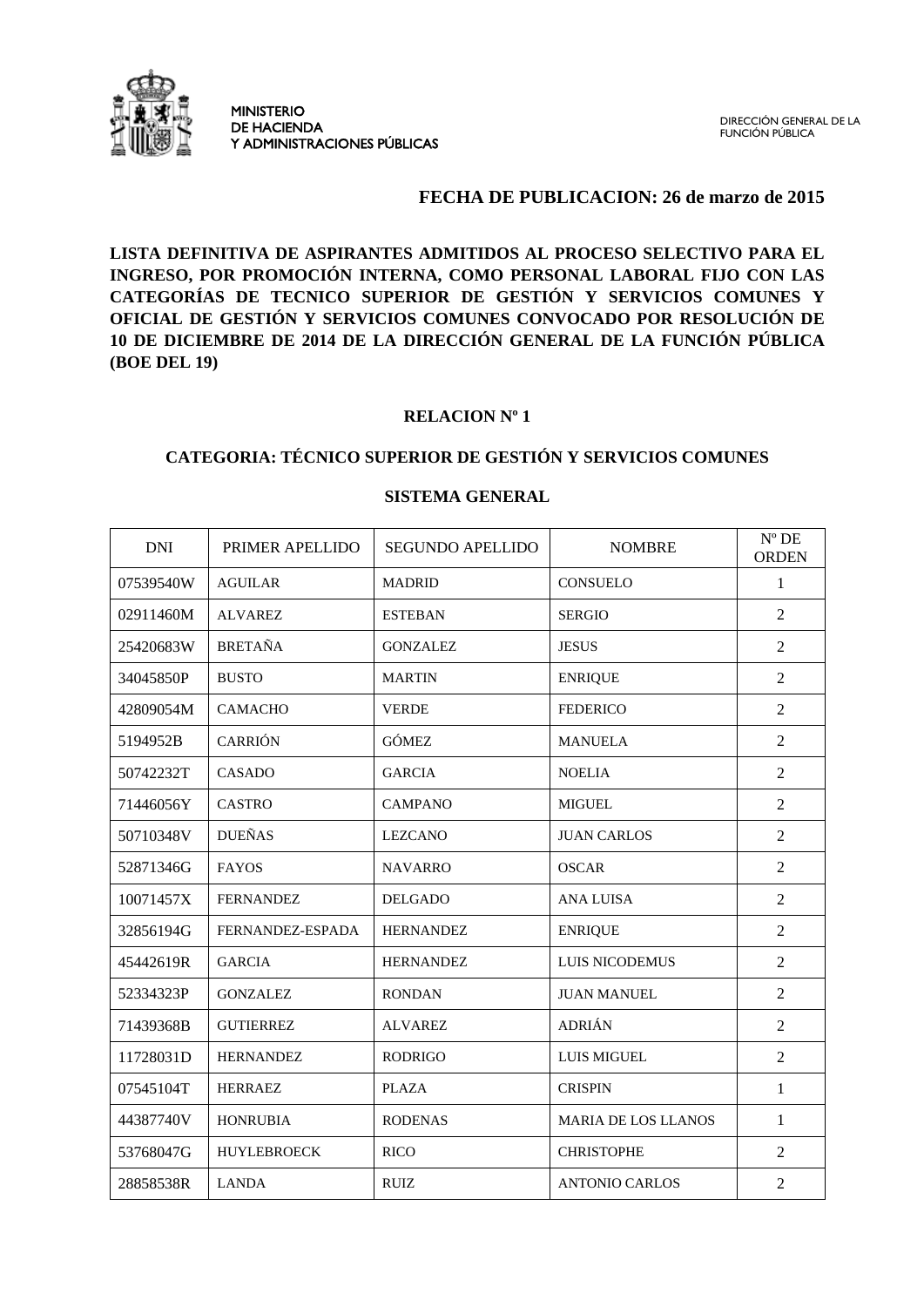MINISTERIO
DE HACIENDA
Y ADMINISTRACIONES PÚBLICAS

DIRECCIÓN GENERAL DE LA
FUNCIÓN PÚBLICA

**FECHA DE PUBLICACION: 26 de marzo de 2015**

**LISTA DEFINITIVA DE ASPIRANTES ADMITIDOS AL PROCESO SELECTIVO PARA EL INGRESO, POR PROMOCIÓN INTERNA, COMO PERSONAL LABORAL FIJO CON LAS CATEGORÍAS DE TECNICO SUPERIOR DE GESTIÓN Y SERVICIOS COMUNES Y OFICIAL DE GESTIÓN Y SERVICIOS COMUNES CONVOCADO POR RESOLUCIÓN DE 10 DE DICIEMBRE DE 2014 DE LA DIRECCIÓN GENERAL DE LA FUNCIÓN PÚBLICA (BOE DEL 19)**

**RELACION Nº 1**

**CATEGORIA: TÉCNICO SUPERIOR DE GESTIÓN Y SERVICIOS COMUNES**

**SISTEMA GENERAL**

| DNI | PRIMER APELLIDO | SEGUNDO APELLIDO | NOMBRE | Nº DE ORDEN |
|---|---|---|---|---|
| 07539540W | AGUILAR | MADRID | CONSUELO | 1 |
| 02911460M | ALVAREZ | ESTEBAN | SERGIO | 2 |
| 25420683W | BRETAÑA | GONZALEZ | JESUS | 2 |
| 34045850P | BUSTO | MARTIN | ENRIQUE | 2 |
| 42809054M | CAMACHO | VERDE | FEDERICO | 2 |
| 5194952B | CARRIÓN | GÓMEZ | MANUELA | 2 |
| 50742232T | CASADO | GARCIA | NOELIA | 2 |
| 71446056Y | CASTRO | CAMPANO | MIGUEL | 2 |
| 50710348V | DUEÑAS | LEZCANO | JUAN CARLOS | 2 |
| 52871346G | FAYOS | NAVARRO | OSCAR | 2 |
| 10071457X | FERNANDEZ | DELGADO | ANA LUISA | 2 |
| 32856194G | FERNANDEZ-ESPADA | HERNANDEZ | ENRIQUE | 2 |
| 45442619R | GARCIA | HERNANDEZ | LUIS NICODEMUS | 2 |
| 52334323P | GONZALEZ | RONDAN | JUAN MANUEL | 2 |
| 71439368B | GUTIERREZ | ALVAREZ | ADRIÁN | 2 |
| 11728031D | HERNANDEZ | RODRIGO | LUIS MIGUEL | 2 |
| 07545104T | HERRAEZ | PLAZA | CRISPIN | 1 |
| 44387740V | HONRUBIA | RODENAS | MARIA DE LOS LLANOS | 1 |
| 53768047G | HUYLEBROECK | RICO | CHRISTOPHE | 2 |
| 28858538R | LANDA | RUIZ | ANTONIO CARLOS | 2 |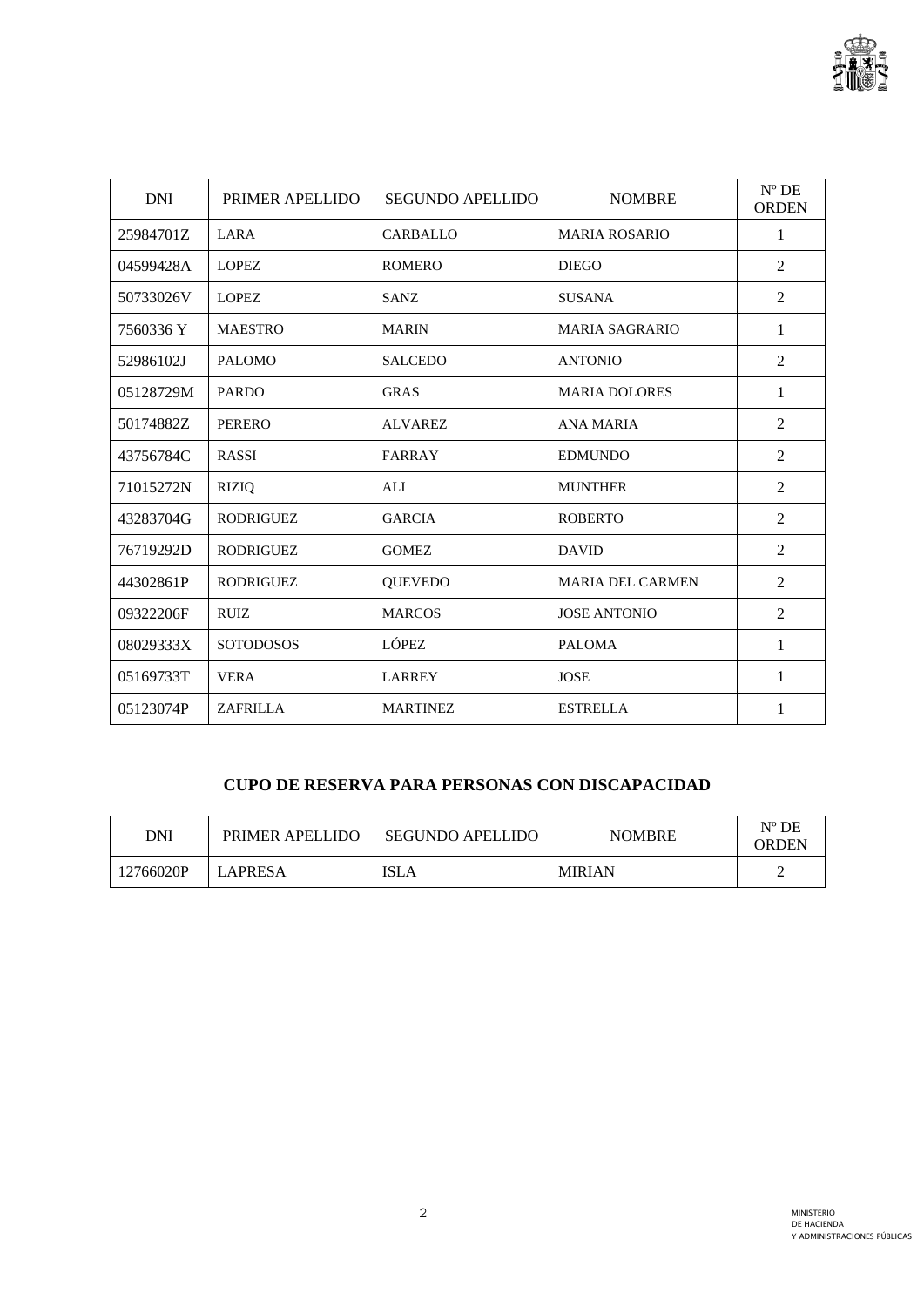| DNI | PRIMER APELLIDO | SEGUNDO APELLIDO | NOMBRE | Nº DE ORDEN |
|---|---|---|---|---|
| 25984701Z | LARA | CARBALLO | MARIA ROSARIO | 1 |
| 04599428A | LOPEZ | ROMERO | DIEGO | 2 |
| 50733026V | LOPEZ | SANZ | SUSANA | 2 |
| 7560336 Y | MAESTRO | MARIN | MARIA SAGRARIO | 1 |
| 52986102J | PALOMO | SALCEDO | ANTONIO | 2 |
| 05128729M | PARDO | GRAS | MARIA DOLORES | 1 |
| 50174882Z | PERERO | ALVAREZ | ANA MARIA | 2 |
| 43756784C | RASSI | FARRAY | EDMUNDO | 2 |
| 71015272N | RIZIQ | ALI | MUNTHER | 2 |
| 43283704G | RODRIGUEZ | GARCIA | ROBERTO | 2 |
| 76719292D | RODRIGUEZ | GOMEZ | DAVID | 2 |
| 44302861P | RODRIGUEZ | QUEVEDO | MARIA DEL CARMEN | 2 |
| 09322206F | RUIZ | MARCOS | JOSE ANTONIO | 2 |
| 08029333X | SOTODOSOS | LÓPEZ | PALOMA | 1 |
| 05169733T | VERA | LARREY | JOSE | 1 |
| 05123074P | ZAFRILLA | MARTINEZ | ESTRELLA | 1 |

## CUPO DE RESERVA PARA PERSONAS CON DISCAPACIDAD

| DNI | PRIMER APELLIDO | SEGUNDO APELLIDO | NOMBRE | Nº DE ORDEN |
|---|---|---|---|---|
| 12766020P | LAPRESA | ISLA | MIRIAN | 2 |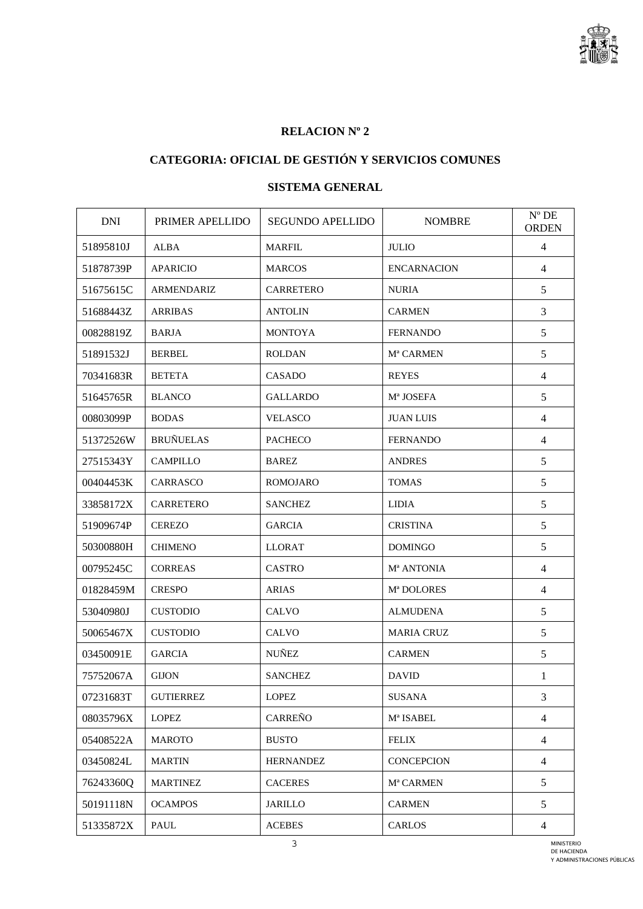**RELACION Nº 2**

**CATEGORIA: OFICIAL DE GESTIÓN Y SERVICIOS COMUNES**

**SISTEMA GENERAL**

| DNI | PRIMER APELLIDO | SEGUNDO APELLIDO | NOMBRE | Nº DE ORDEN |
|---|---|---|---|---|
| 51895810J | ALBA | MARFIL | JULIO | 4 |
| 51878739P | APARICIO | MARCOS | ENCARNACION | 4 |
| 51675615C | ARMENDARIZ | CARRETERO | NURIA | 5 |
| 51688443Z | ARRIBAS | ANTOLIN | CARMEN | 3 |
| 00828819Z | BARJA | MONTOYA | FERNANDO | 5 |
| 51891532J | BERBEL | ROLDAN | Mª CARMEN | 5 |
| 70341683R | BETETA | CASADO | REYES | 4 |
| 51645765R | BLANCO | GALLARDO | Mª JOSEFA | 5 |
| 00803099P | BODAS | VELASCO | JUAN LUIS | 4 |
| 51372526W | BRUÑUELAS | PACHECO | FERNANDO | 4 |
| 27515343Y | CAMPILLO | BAREZ | ANDRES | 5 |
| 00404453K | CARRASCO | ROMOJARO | TOMAS | 5 |
| 33858172X | CARRETERO | SANCHEZ | LIDIA | 5 |
| 51909674P | CEREZO | GARCIA | CRISTINA | 5 |
| 50300880H | CHIMENO | LLORAT | DOMINGO | 5 |
| 00795245C | CORREAS | CASTRO | Mª ANTONIA | 4 |
| 01828459M | CRESPO | ARIAS | Mª DOLORES | 4 |
| 53040980J | CUSTODIO | CALVO | ALMUDENA | 5 |
| 50065467X | CUSTODIO | CALVO | MARIA CRUZ | 5 |
| 03450091E | GARCIA | NUÑEZ | CARMEN | 5 |
| 75752067A | GIJON | SANCHEZ | DAVID | 1 |
| 07231683T | GUTIERREZ | LOPEZ | SUSANA | 3 |
| 08035796X | LOPEZ | CARREÑO | Mª ISABEL | 4 |
| 05408522A | MAROTO | BUSTO | FELIX | 4 |
| 03450824L | MARTIN | HERNANDEZ | CONCEPCION | 4 |
| 76243360Q | MARTINEZ | CACERES | Mª CARMEN | 5 |
| 50191118N | OCAMPOS | JARILLO | CARMEN | 5 |
| 51335872X | PAUL | ACEBES | CARLOS | 4 |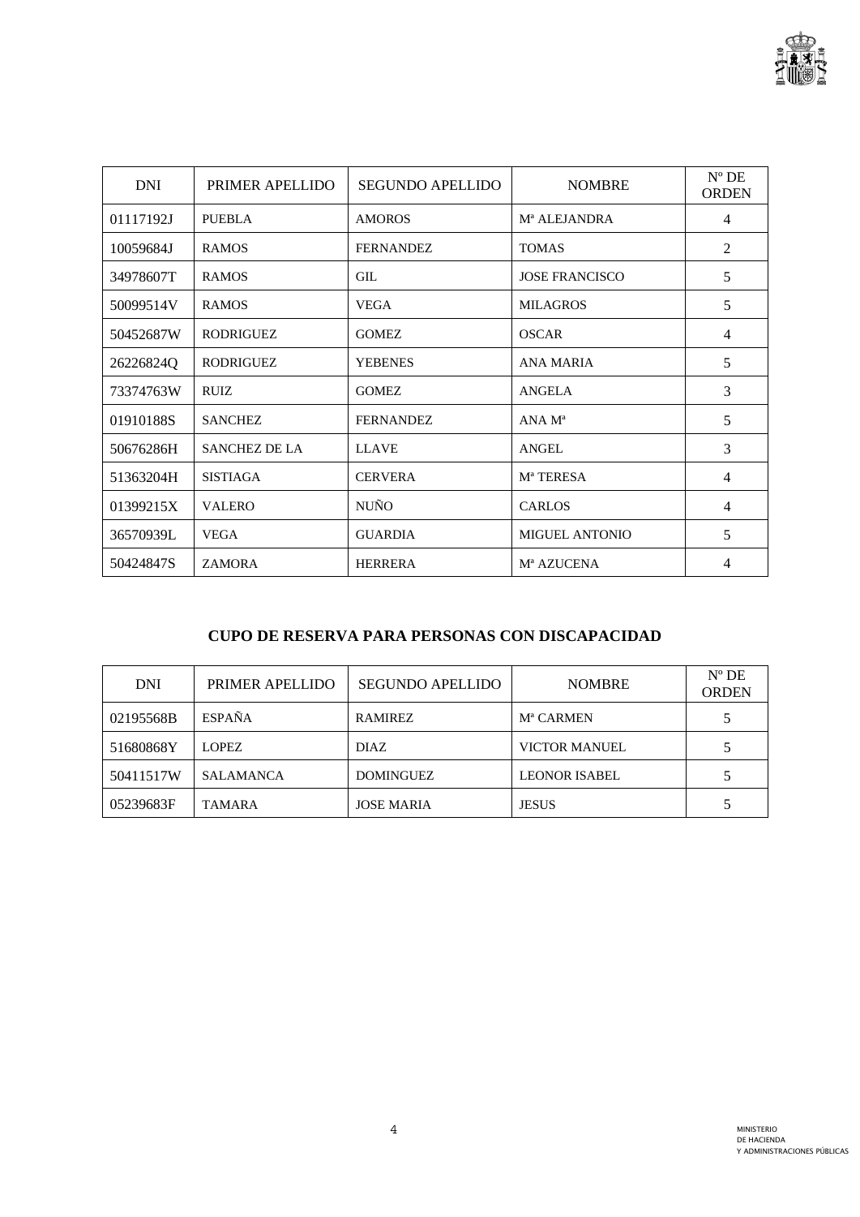| DNI | PRIMER APELLIDO | SEGUNDO APELLIDO | NOMBRE | Nº DE ORDEN |
|---|---|---|---|---|
| 01117192J | PUEBLA | AMOROS | Mª ALEJANDRA | 4 |
| 10059684J | RAMOS | FERNANDEZ | TOMAS | 2 |
| 34978607T | RAMOS | GIL | JOSE FRANCISCO | 5 |
| 50099514V | RAMOS | VEGA | MILAGROS | 5 |
| 50452687W | RODRIGUEZ | GOMEZ | OSCAR | 4 |
| 26226824Q | RODRIGUEZ | YEBENES | ANA MARIA | 5 |
| 73374763W | RUIZ | GOMEZ | ANGELA | 3 |
| 01910188S | SANCHEZ | FERNANDEZ | ANA Mª | 5 |
| 50676286H | SANCHEZ DE LA | LLAVE | ANGEL | 3 |
| 51363204H | SISTIAGA | CERVERA | Mª TERESA | 4 |
| 01399215X | VALERO | NUÑO | CARLOS | 4 |
| 36570939L | VEGA | GUARDIA | MIGUEL ANTONIO | 5 |
| 50424847S | ZAMORA | HERRERA | Mª AZUCENA | 4 |

**CUPO DE RESERVA PARA PERSONAS CON DISCAPACIDAD**

| DNI | PRIMER APELLIDO | SEGUNDO APELLIDO | NOMBRE | Nº DE ORDEN |
|---|---|---|---|---|
| 02195568B | ESPAÑA | RAMIREZ | Mª CARMEN | 5 |
| 51680868Y | LOPEZ | DIAZ | VICTOR MANUEL | 5 |
| 50411517W | SALAMANCA | DOMINGUEZ | LEONOR ISABEL | 5 |
| 05239683F | TAMARA | JOSE MARIA | JESUS | 5 |